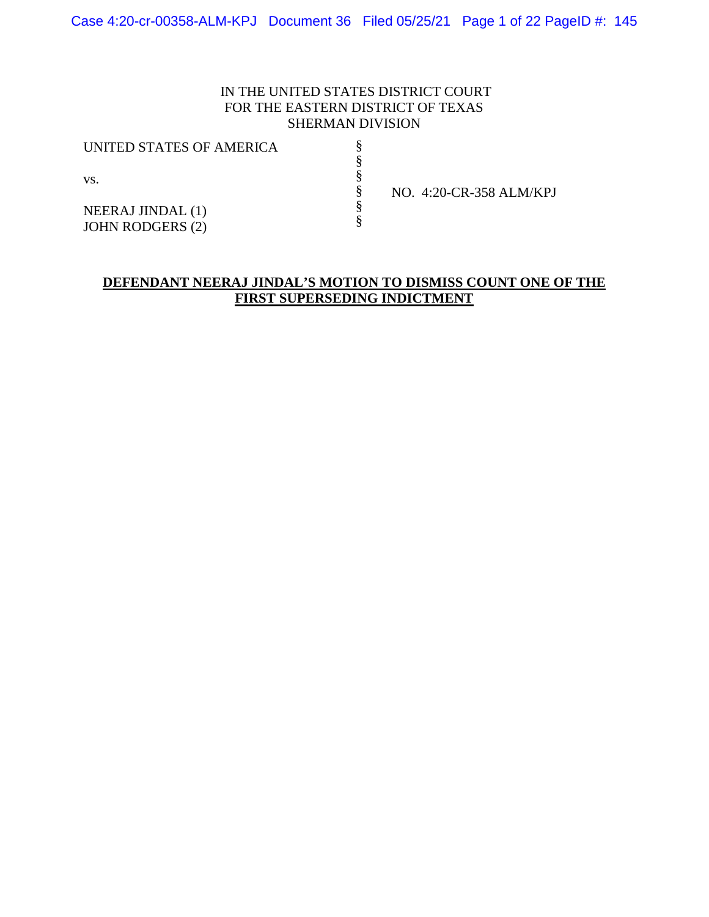IN THE UNITED STATES DISTRICT COURT
FOR THE EASTERN DISTRICT OF TEXAS
SHERMAN DIVISION

| | | |
|---|---|---|
| UNITED STATES OF AMERICA | § | |
| | § | |
| vs. | § | |
| | § | NO. 4:20-CR-358 ALM/KPJ |
| NEERAJ JINDAL (1) | § | |
| JOHN RODGERS (2) | § | |

**DEFENDANT NEERAJ JINDAL'S MOTION TO DISMISS COUNT ONE OF THE FIRST SUPERSEDING INDICTMENT**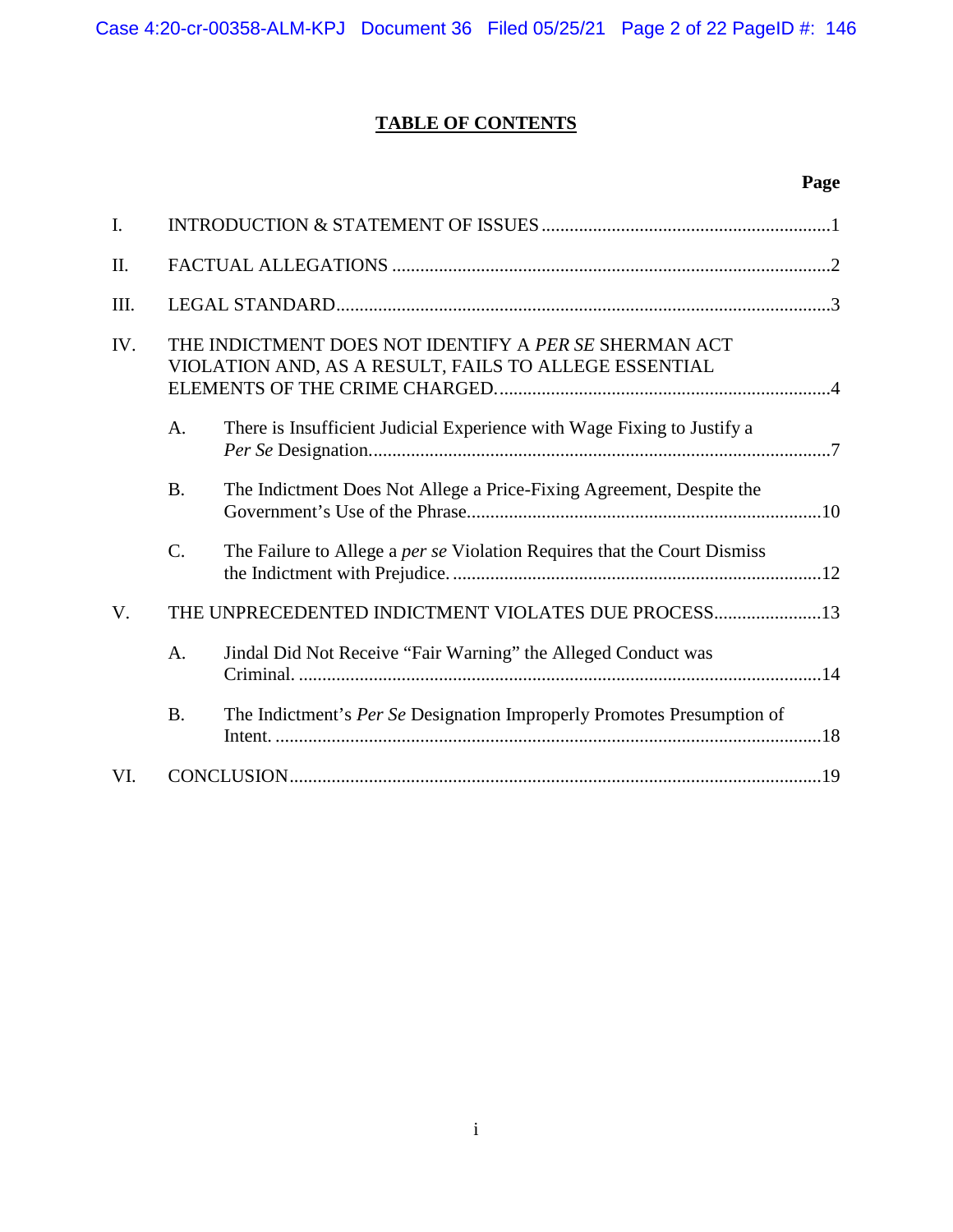# TABLE OF CONTENTS

| | | Page |
|---|---|---|
| I. | INTRODUCTION & STATEMENT OF ISSUES | 1 |
| II. | FACTUAL ALLEGATIONS | 2 |
| III. | LEGAL STANDARD | 3 |
| IV. | THE INDICTMENT DOES NOT IDENTIFY A *PER SE* SHERMAN ACT VIOLATION AND, AS A RESULT, FAILS TO ALLEGE ESSENTIAL ELEMENTS OF THE CRIME CHARGED. | 4 |
| | A. There is Insufficient Judicial Experience with Wage Fixing to Justify a *Per Se* Designation. | 7 |
| | B. The Indictment Does Not Allege a Price-Fixing Agreement, Despite the Government's Use of the Phrase | 10 |
| | C. The Failure to Allege a *per se* Violation Requires that the Court Dismiss the Indictment with Prejudice. | 12 |
| V. | THE UNPRECEDENTED INDICTMENT VIOLATES DUE PROCESS | 13 |
| | A. Jindal Did Not Receive "Fair Warning" the Alleged Conduct was Criminal. | 14 |
| | B. The Indictment's *Per Se* Designation Improperly Promotes Presumption of Intent. | 18 |
| VI. | CONCLUSION | 19 |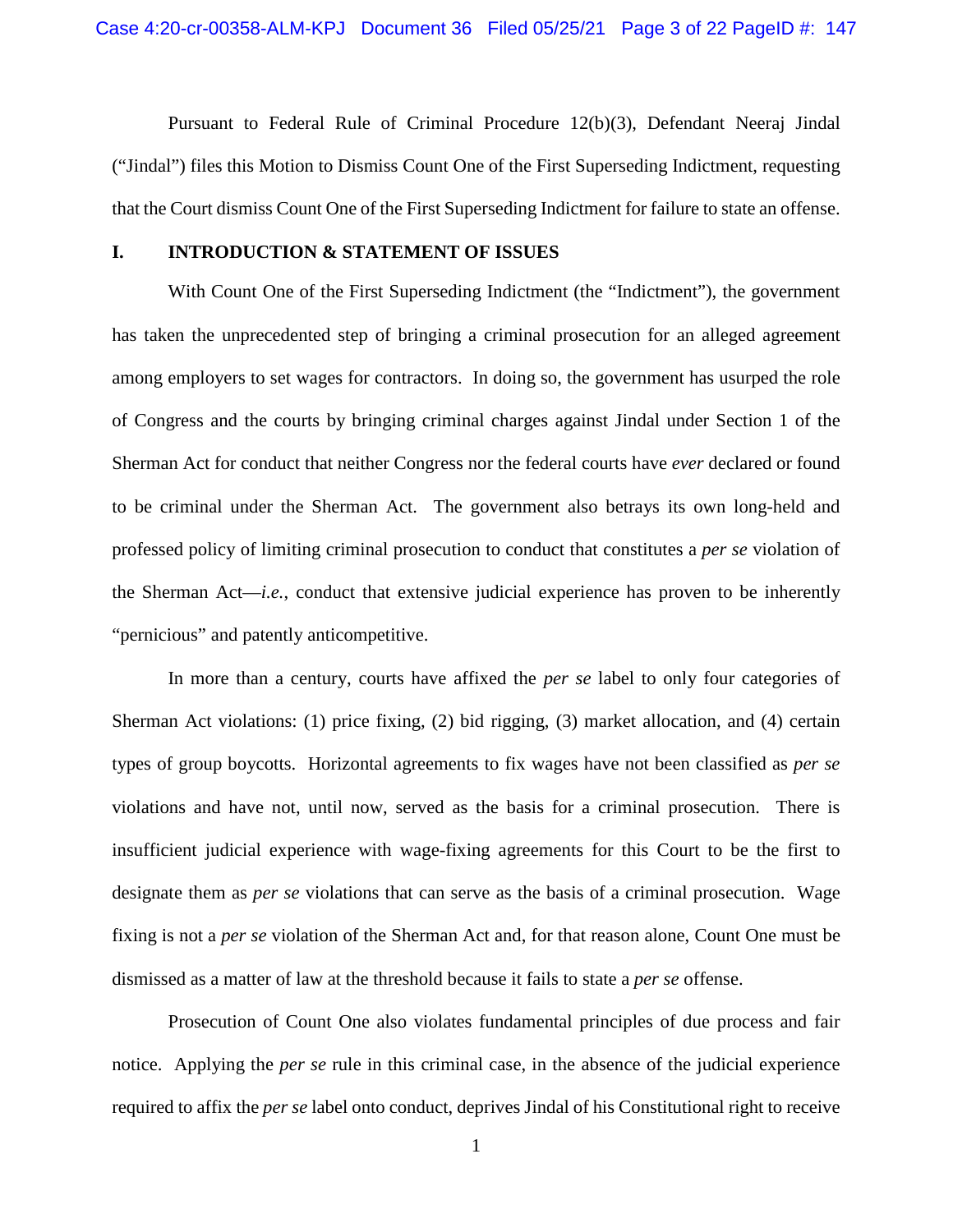Pursuant to Federal Rule of Criminal Procedure 12(b)(3), Defendant Neeraj Jindal ("Jindal") files this Motion to Dismiss Count One of the First Superseding Indictment, requesting that the Court dismiss Count One of the First Superseding Indictment for failure to state an offense.

## I. INTRODUCTION & STATEMENT OF ISSUES

With Count One of the First Superseding Indictment (the "Indictment"), the government has taken the unprecedented step of bringing a criminal prosecution for an alleged agreement among employers to set wages for contractors. In doing so, the government has usurped the role of Congress and the courts by bringing criminal charges against Jindal under Section 1 of the Sherman Act for conduct that neither Congress nor the federal courts have *ever* declared or found to be criminal under the Sherman Act. The government also betrays its own long-held and professed policy of limiting criminal prosecution to conduct that constitutes a *per se* violation of the Sherman Act—*i.e.*, conduct that extensive judicial experience has proven to be inherently "pernicious" and patently anticompetitive.

In more than a century, courts have affixed the *per se* label to only four categories of Sherman Act violations: (1) price fixing, (2) bid rigging, (3) market allocation, and (4) certain types of group boycotts. Horizontal agreements to fix wages have not been classified as *per se* violations and have not, until now, served as the basis for a criminal prosecution. There is insufficient judicial experience with wage-fixing agreements for this Court to be the first to designate them as *per se* violations that can serve as the basis of a criminal prosecution. Wage fixing is not a *per se* violation of the Sherman Act and, for that reason alone, Count One must be dismissed as a matter of law at the threshold because it fails to state a *per se* offense.

Prosecution of Count One also violates fundamental principles of due process and fair notice. Applying the *per se* rule in this criminal case, in the absence of the judicial experience required to affix the *per se* label onto conduct, deprives Jindal of his Constitutional right to receive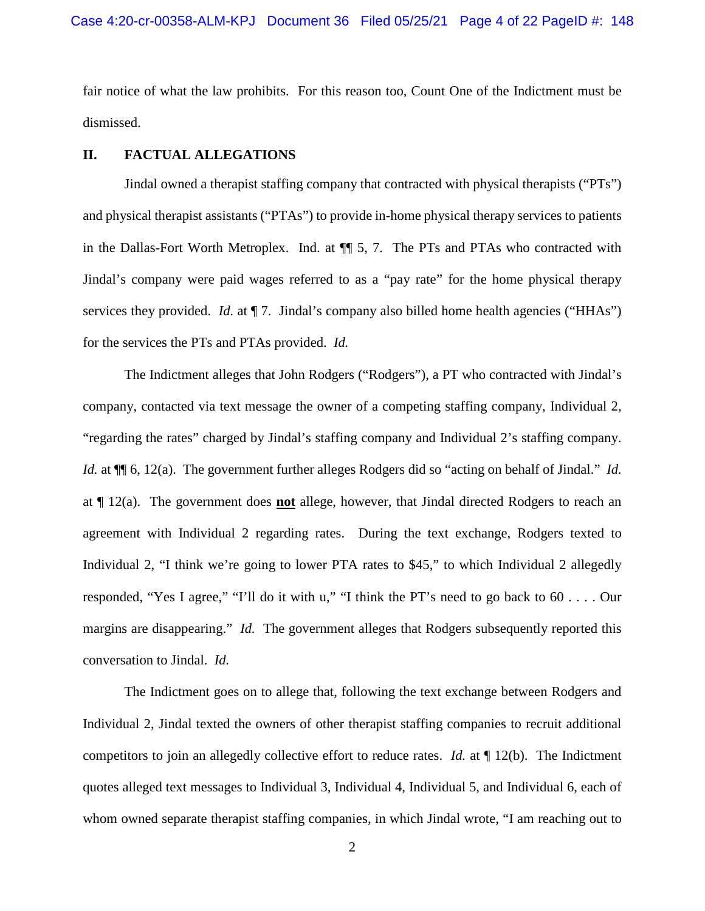fair notice of what the law prohibits. For this reason too, Count One of the Indictment must be dismissed.

## II. FACTUAL ALLEGATIONS

Jindal owned a therapist staffing company that contracted with physical therapists ("PTs") and physical therapist assistants ("PTAs") to provide in-home physical therapy services to patients in the Dallas-Fort Worth Metroplex. Ind. at ¶¶ 5, 7. The PTs and PTAs who contracted with Jindal's company were paid wages referred to as a "pay rate" for the home physical therapy services they provided. *Id.* at ¶ 7. Jindal's company also billed home health agencies ("HHAs") for the services the PTs and PTAs provided. *Id.*

The Indictment alleges that John Rodgers ("Rodgers"), a PT who contracted with Jindal's company, contacted via text message the owner of a competing staffing company, Individual 2, "regarding the rates" charged by Jindal's staffing company and Individual 2's staffing company. *Id.* at ¶¶ 6, 12(a). The government further alleges Rodgers did so "acting on behalf of Jindal." *Id.* at ¶ 12(a). The government does **<u>not</u>** allege, however, that Jindal directed Rodgers to reach an agreement with Individual 2 regarding rates. During the text exchange, Rodgers texted to Individual 2, "I think we're going to lower PTA rates to $45," to which Individual 2 allegedly responded, "Yes I agree," "I'll do it with u," "I think the PT's need to go back to 60 . . . . Our margins are disappearing." *Id.* The government alleges that Rodgers subsequently reported this conversation to Jindal. *Id.*

The Indictment goes on to allege that, following the text exchange between Rodgers and Individual 2, Jindal texted the owners of other therapist staffing companies to recruit additional competitors to join an allegedly collective effort to reduce rates. *Id.* at ¶ 12(b). The Indictment quotes alleged text messages to Individual 3, Individual 4, Individual 5, and Individual 6, each of whom owned separate therapist staffing companies, in which Jindal wrote, "I am reaching out to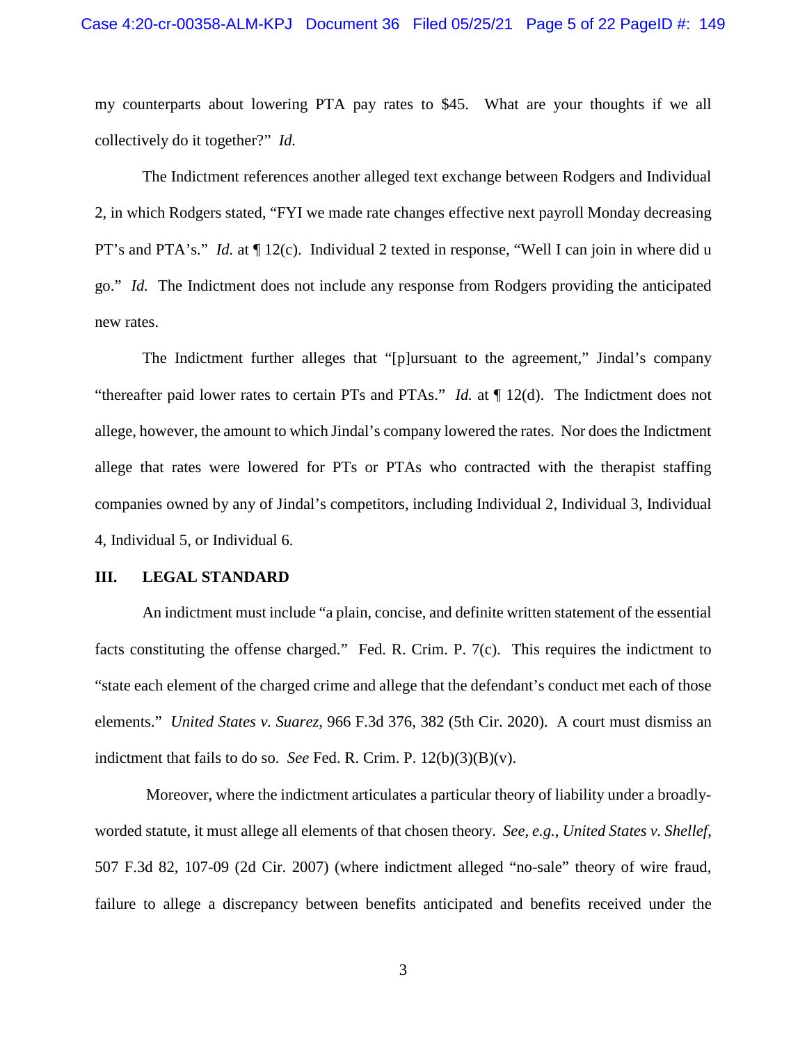my counterparts about lowering PTA pay rates to $45. What are your thoughts if we all collectively do it together?" *Id.*

The Indictment references another alleged text exchange between Rodgers and Individual 2, in which Rodgers stated, "FYI we made rate changes effective next payroll Monday decreasing PT's and PTA's." *Id.* at ¶ 12(c). Individual 2 texted in response, "Well I can join in where did u go." *Id.* The Indictment does not include any response from Rodgers providing the anticipated new rates.

The Indictment further alleges that "[p]ursuant to the agreement," Jindal's company "thereafter paid lower rates to certain PTs and PTAs." *Id.* at ¶ 12(d). The Indictment does not allege, however, the amount to which Jindal's company lowered the rates. Nor does the Indictment allege that rates were lowered for PTs or PTAs who contracted with the therapist staffing companies owned by any of Jindal's competitors, including Individual 2, Individual 3, Individual 4, Individual 5, or Individual 6.

## III. LEGAL STANDARD

An indictment must include "a plain, concise, and definite written statement of the essential facts constituting the offense charged." Fed. R. Crim. P. 7(c). This requires the indictment to "state each element of the charged crime and allege that the defendant's conduct met each of those elements." *United States v. Suarez*, 966 F.3d 376, 382 (5th Cir. 2020). A court must dismiss an indictment that fails to do so. *See* Fed. R. Crim. P. 12(b)(3)(B)(v).

Moreover, where the indictment articulates a particular theory of liability under a broadly-worded statute, it must allege all elements of that chosen theory. *See, e.g.*, *United States v. Shellef*, 507 F.3d 82, 107-09 (2d Cir. 2007) (where indictment alleged "no-sale" theory of wire fraud, failure to allege a discrepancy between benefits anticipated and benefits received under the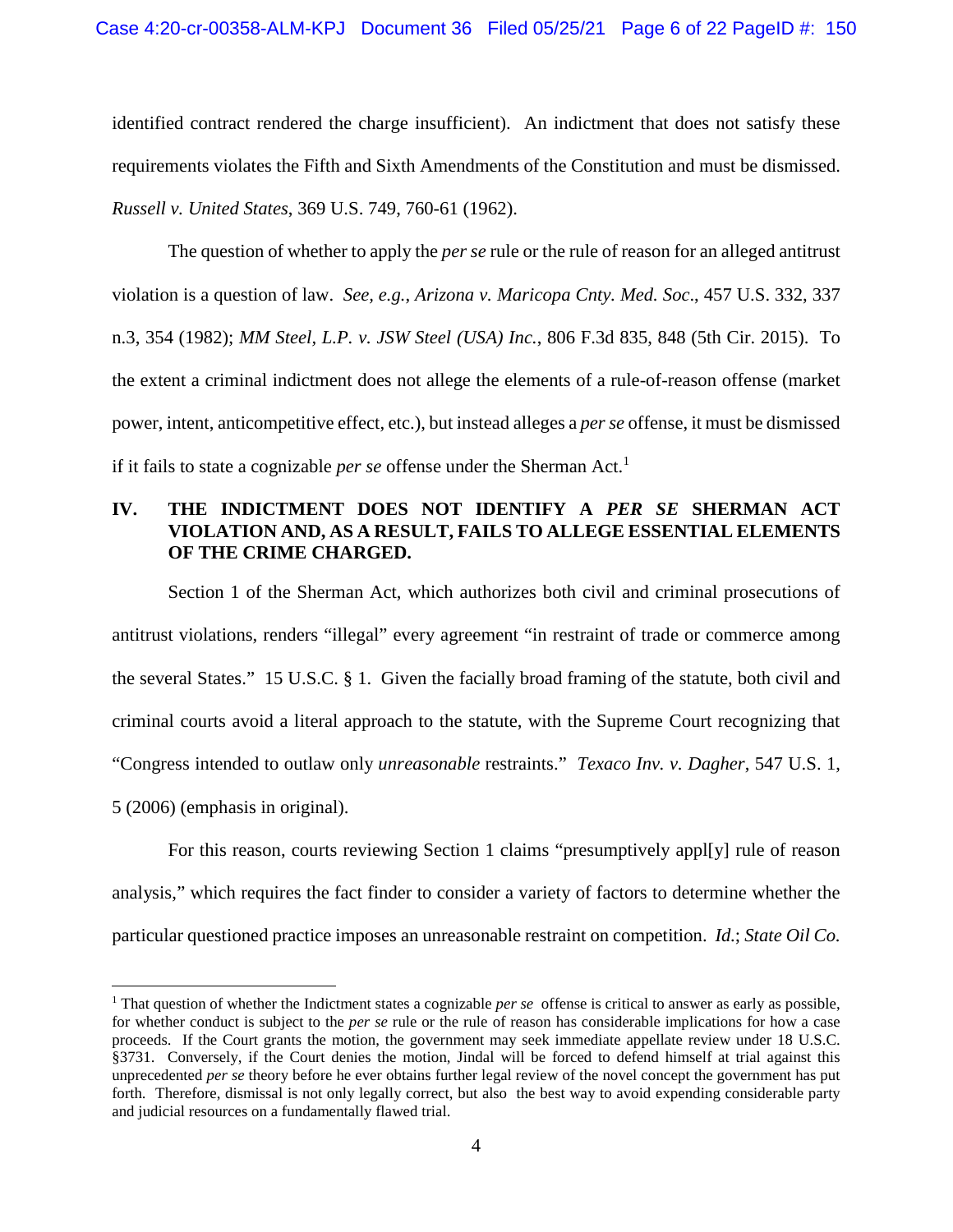identified contract rendered the charge insufficient). An indictment that does not satisfy these requirements violates the Fifth and Sixth Amendments of the Constitution and must be dismissed. *Russell v. United States*, 369 U.S. 749, 760-61 (1962).

The question of whether to apply the *per se* rule or the rule of reason for an alleged antitrust violation is a question of law. *See, e.g.*, *Arizona v. Maricopa Cnty. Med. Soc*., 457 U.S. 332, 337 n.3, 354 (1982); *MM Steel, L.P. v. JSW Steel (USA) Inc.*, 806 F.3d 835, 848 (5th Cir. 2015). To the extent a criminal indictment does not allege the elements of a rule-of-reason offense (market power, intent, anticompetitive effect, etc.), but instead alleges a *per se* offense, it must be dismissed if it fails to state a cognizable *per se* offense under the Sherman Act.[1]

## IV. THE INDICTMENT DOES NOT IDENTIFY A *PER SE* SHERMAN ACT VIOLATION AND, AS A RESULT, FAILS TO ALLEGE ESSENTIAL ELEMENTS OF THE CRIME CHARGED.

Section 1 of the Sherman Act, which authorizes both civil and criminal prosecutions of antitrust violations, renders "illegal" every agreement "in restraint of trade or commerce among the several States." 15 U.S.C. § 1. Given the facially broad framing of the statute, both civil and criminal courts avoid a literal approach to the statute, with the Supreme Court recognizing that "Congress intended to outlaw only *unreasonable* restraints." *Texaco Inv. v. Dagher*, 547 U.S. 1, 5 (2006) (emphasis in original).

For this reason, courts reviewing Section 1 claims "presumptively appl[y] rule of reason analysis," which requires the fact finder to consider a variety of factors to determine whether the particular questioned practice imposes an unreasonable restraint on competition. *Id.*; *State Oil Co.*

---

[1] That question of whether the Indictment states a cognizable *per se* offense is critical to answer as early as possible, for whether conduct is subject to the *per se* rule or the rule of reason has considerable implications for how a case proceeds. If the Court grants the motion, the government may seek immediate appellate review under 18 U.S.C. §3731. Conversely, if the Court denies the motion, Jindal will be forced to defend himself at trial against this unprecedented *per se* theory before he ever obtains further legal review of the novel concept the government has put forth. Therefore, dismissal is not only legally correct, but also the best way to avoid expending considerable party and judicial resources on a fundamentally flawed trial.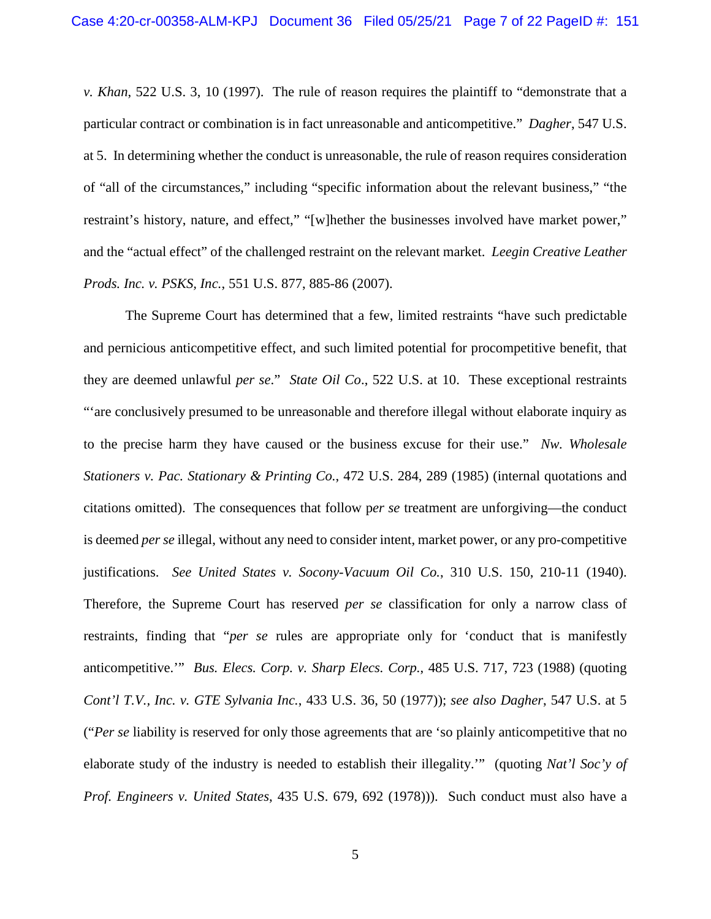*v. Khan*, 522 U.S. 3, 10 (1997). The rule of reason requires the plaintiff to "demonstrate that a particular contract or combination is in fact unreasonable and anticompetitive." *Dagher*, 547 U.S. at 5. In determining whether the conduct is unreasonable, the rule of reason requires consideration of "all of the circumstances," including "specific information about the relevant business," "the restraint's history, nature, and effect," "[w]hether the businesses involved have market power," and the "actual effect" of the challenged restraint on the relevant market. *Leegin Creative Leather Prods. Inc. v. PSKS, Inc.*, 551 U.S. 877, 885-86 (2007).

The Supreme Court has determined that a few, limited restraints "have such predictable and pernicious anticompetitive effect, and such limited potential for procompetitive benefit, that they are deemed unlawful *per se*." *State Oil Co*., 522 U.S. at 10. These exceptional restraints "'are conclusively presumed to be unreasonable and therefore illegal without elaborate inquiry as to the precise harm they have caused or the business excuse for their use." *Nw. Wholesale Stationers v. Pac. Stationary & Printing Co.*, 472 U.S. 284, 289 (1985) (internal quotations and citations omitted). The consequences that follow p*er se* treatment are unforgiving—the conduct is deemed *per se* illegal, without any need to consider intent, market power, or any pro-competitive justifications. *See United States v. Socony-Vacuum Oil Co.*, 310 U.S. 150, 210-11 (1940). Therefore, the Supreme Court has reserved *per se* classification for only a narrow class of restraints, finding that "*per se* rules are appropriate only for 'conduct that is manifestly anticompetitive.'" *Bus. Elecs. Corp. v. Sharp Elecs. Corp.*, 485 U.S. 717, 723 (1988) (quoting *Cont'l T.V., Inc. v. GTE Sylvania Inc.*, 433 U.S. 36, 50 (1977)); *see also Dagher*, 547 U.S. at 5 ("*Per se* liability is reserved for only those agreements that are 'so plainly anticompetitive that no elaborate study of the industry is needed to establish their illegality.'" (quoting *Nat'l Soc'y of Prof. Engineers v. United States*, 435 U.S. 679, 692 (1978))). Such conduct must also have a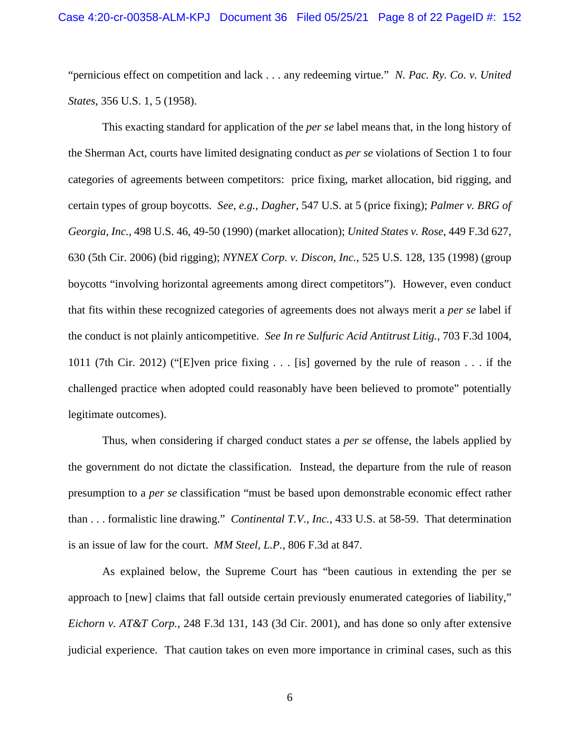"pernicious effect on competition and lack . . . any redeeming virtue." *N. Pac. Ry. Co. v. United States*, 356 U.S. 1, 5 (1958).

This exacting standard for application of the *per se* label means that, in the long history of the Sherman Act, courts have limited designating conduct as *per se* violations of Section 1 to four categories of agreements between competitors: price fixing, market allocation, bid rigging, and certain types of group boycotts. *See, e.g.*, *Dagher*, 547 U.S. at 5 (price fixing); *Palmer v. BRG of Georgia, Inc.*, 498 U.S. 46, 49-50 (1990) (market allocation); *United States v. Rose*, 449 F.3d 627, 630 (5th Cir. 2006) (bid rigging); *NYNEX Corp. v. Discon, Inc.*, 525 U.S. 128, 135 (1998) (group boycotts "involving horizontal agreements among direct competitors"). However, even conduct that fits within these recognized categories of agreements does not always merit a *per se* label if the conduct is not plainly anticompetitive. *See In re Sulfuric Acid Antitrust Litig.*, 703 F.3d 1004, 1011 (7th Cir. 2012) ("[E]ven price fixing . . . [is] governed by the rule of reason . . . if the challenged practice when adopted could reasonably have been believed to promote" potentially legitimate outcomes).

Thus, when considering if charged conduct states a *per se* offense, the labels applied by the government do not dictate the classification. Instead, the departure from the rule of reason presumption to a *per se* classification "must be based upon demonstrable economic effect rather than . . . formalistic line drawing." *Continental T.V., Inc.*, 433 U.S. at 58-59. That determination is an issue of law for the court. *MM Steel, L.P.*, 806 F.3d at 847.

As explained below, the Supreme Court has "been cautious in extending the per se approach to [new] claims that fall outside certain previously enumerated categories of liability," *Eichorn v. AT&T Corp.*, 248 F.3d 131, 143 (3d Cir. 2001), and has done so only after extensive judicial experience. That caution takes on even more importance in criminal cases, such as this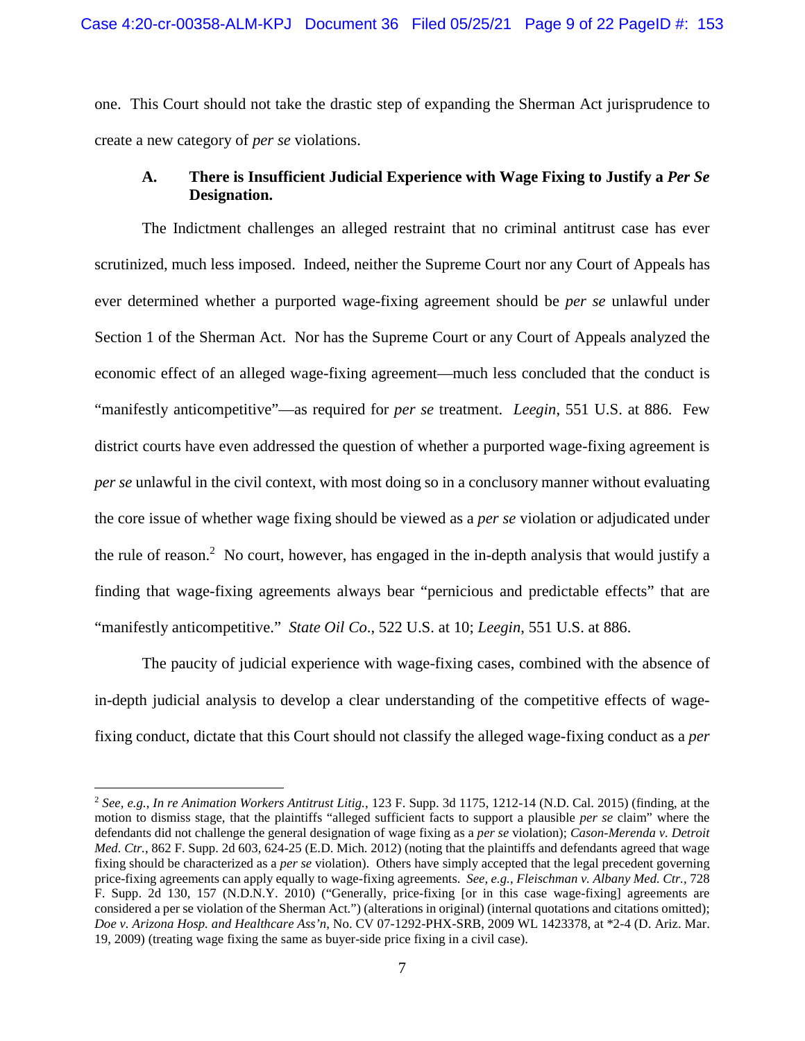one. This Court should not take the drastic step of expanding the Sherman Act jurisprudence to create a new category of *per se* violations.

### A. There is Insufficient Judicial Experience with Wage Fixing to Justify a *Per Se* Designation.

The Indictment challenges an alleged restraint that no criminal antitrust case has ever scrutinized, much less imposed. Indeed, neither the Supreme Court nor any Court of Appeals has ever determined whether a purported wage-fixing agreement should be *per se* unlawful under Section 1 of the Sherman Act. Nor has the Supreme Court or any Court of Appeals analyzed the economic effect of an alleged wage-fixing agreement—much less concluded that the conduct is "manifestly anticompetitive"—as required for *per se* treatment. *Leegin*, 551 U.S. at 886. Few district courts have even addressed the question of whether a purported wage-fixing agreement is *per se* unlawful in the civil context, with most doing so in a conclusory manner without evaluating the core issue of whether wage fixing should be viewed as a *per se* violation or adjudicated under the rule of reason.[2] No court, however, has engaged in the in-depth analysis that would justify a finding that wage-fixing agreements always bear "pernicious and predictable effects" that are "manifestly anticompetitive." *State Oil Co*., 522 U.S. at 10; *Leegin*, 551 U.S. at 886.

The paucity of judicial experience with wage-fixing cases, combined with the absence of in-depth judicial analysis to develop a clear understanding of the competitive effects of wage-fixing conduct, dictate that this Court should not classify the alleged wage-fixing conduct as a *per*

---

[2] *See, e.g.*, *In re Animation Workers Antitrust Litig.*, 123 F. Supp. 3d 1175, 1212-14 (N.D. Cal. 2015) (finding, at the motion to dismiss stage, that the plaintiffs "alleged sufficient facts to support a plausible *per se* claim" where the defendants did not challenge the general designation of wage fixing as a *per se* violation); *Cason-Merenda v. Detroit Med. Ctr.*, 862 F. Supp. 2d 603, 624-25 (E.D. Mich. 2012) (noting that the plaintiffs and defendants agreed that wage fixing should be characterized as a *per se* violation). Others have simply accepted that the legal precedent governing price-fixing agreements can apply equally to wage-fixing agreements. *See, e.g.*, *Fleischman v. Albany Med. Ctr.*, 728 F. Supp. 2d 130, 157 (N.D.N.Y. 2010) ("Generally, price-fixing [or in this case wage-fixing] agreements are considered a per se violation of the Sherman Act.") (alterations in original) (internal quotations and citations omitted); *Doe v. Arizona Hosp. and Healthcare Ass'n*, No. CV 07-1292-PHX-SRB, 2009 WL 1423378, at *2-4 (D. Ariz. Mar. 19, 2009) (treating wage fixing the same as buyer-side price fixing in a civil case).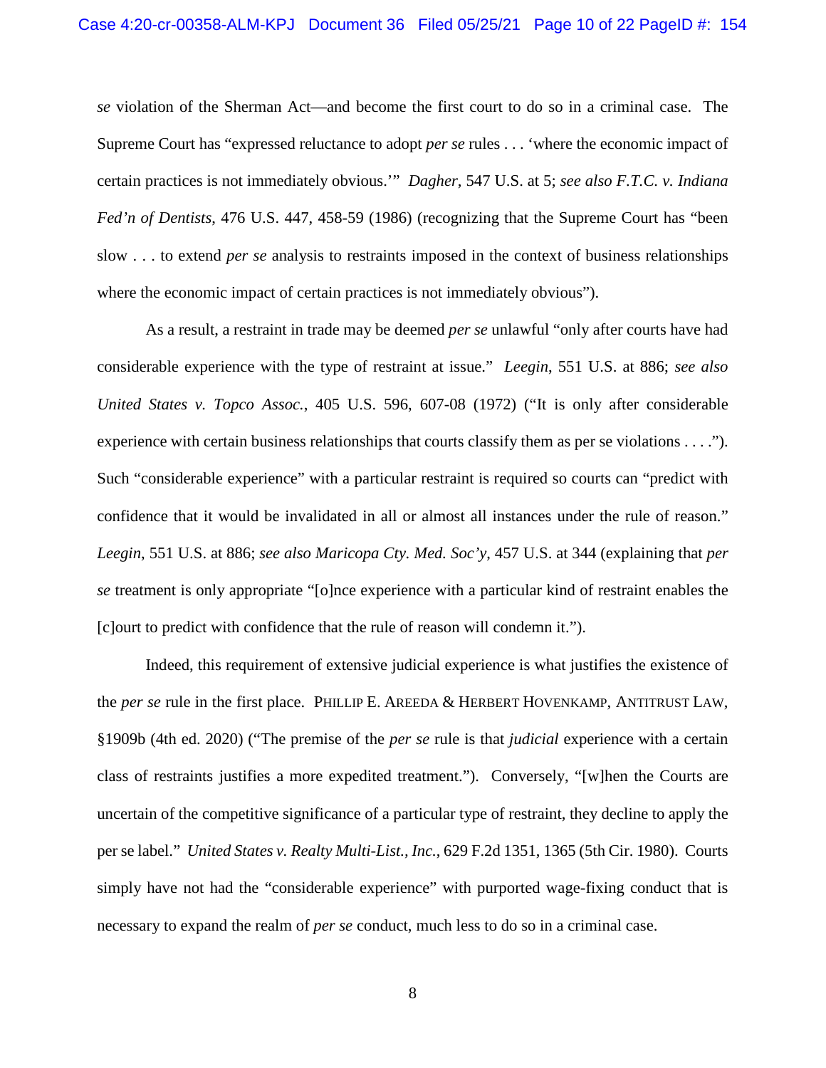*se* violation of the Sherman Act—and become the first court to do so in a criminal case. The Supreme Court has "expressed reluctance to adopt *per se* rules . . . 'where the economic impact of certain practices is not immediately obvious.'" *Dagher*, 547 U.S. at 5; *see also F.T.C. v. Indiana Fed'n of Dentists*, 476 U.S. 447, 458-59 (1986) (recognizing that the Supreme Court has "been slow . . . to extend *per se* analysis to restraints imposed in the context of business relationships where the economic impact of certain practices is not immediately obvious").

As a result, a restraint in trade may be deemed *per se* unlawful "only after courts have had considerable experience with the type of restraint at issue." *Leegin*, 551 U.S. at 886; *see also United States v. Topco Assoc.*, 405 U.S. 596, 607-08 (1972) ("It is only after considerable experience with certain business relationships that courts classify them as per se violations . . . ."). Such "considerable experience" with a particular restraint is required so courts can "predict with confidence that it would be invalidated in all or almost all instances under the rule of reason." *Leegin*, 551 U.S. at 886; *see also Maricopa Cty. Med. Soc'y*, 457 U.S. at 344 (explaining that *per se* treatment is only appropriate "[o]nce experience with a particular kind of restraint enables the [c]ourt to predict with confidence that the rule of reason will condemn it.").

Indeed, this requirement of extensive judicial experience is what justifies the existence of the *per se* rule in the first place. PHILLIP E. AREEDA & HERBERT HOVENKAMP, ANTITRUST LAW, §1909b (4th ed. 2020) ("The premise of the *per se* rule is that *judicial* experience with a certain class of restraints justifies a more expedited treatment."). Conversely, "[w]hen the Courts are uncertain of the competitive significance of a particular type of restraint, they decline to apply the per se label." *United States v. Realty Multi-List., Inc.*, 629 F.2d 1351, 1365 (5th Cir. 1980). Courts simply have not had the "considerable experience" with purported wage-fixing conduct that is necessary to expand the realm of *per se* conduct, much less to do so in a criminal case.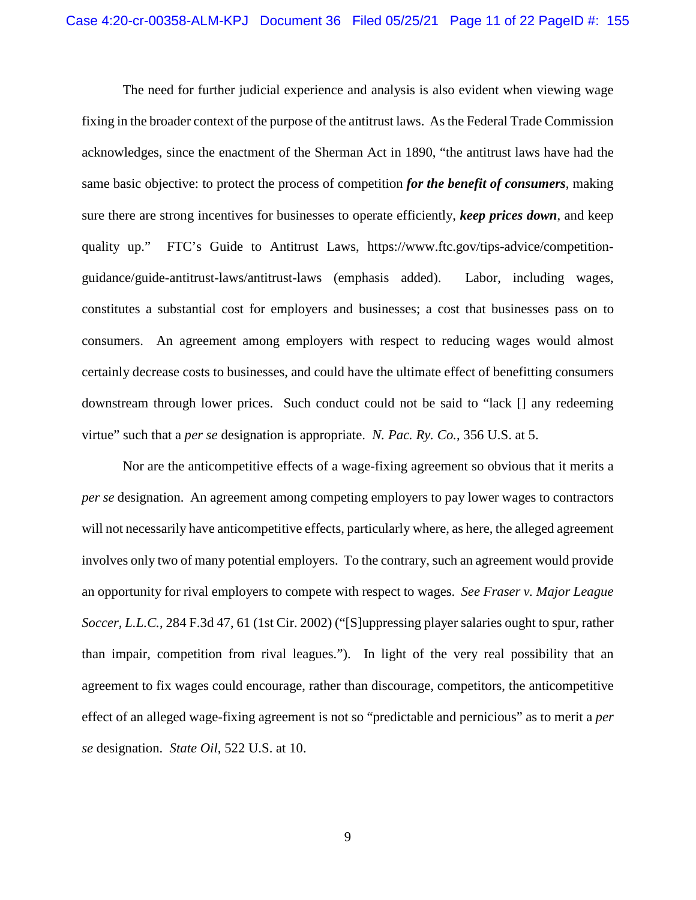The need for further judicial experience and analysis is also evident when viewing wage fixing in the broader context of the purpose of the antitrust laws. As the Federal Trade Commission acknowledges, since the enactment of the Sherman Act in 1890, "the antitrust laws have had the same basic objective: to protect the process of competition ***for the benefit of consumers***, making sure there are strong incentives for businesses to operate efficiently, ***keep prices down***, and keep quality up." FTC's Guide to Antitrust Laws, https://www.ftc.gov/tips-advice/competition-guidance/guide-antitrust-laws/antitrust-laws (emphasis added). Labor, including wages, constitutes a substantial cost for employers and businesses; a cost that businesses pass on to consumers. An agreement among employers with respect to reducing wages would almost certainly decrease costs to businesses, and could have the ultimate effect of benefitting consumers downstream through lower prices. Such conduct could not be said to "lack [] any redeeming virtue" such that a *per se* designation is appropriate. *N. Pac. Ry. Co.*, 356 U.S. at 5.

Nor are the anticompetitive effects of a wage-fixing agreement so obvious that it merits a *per se* designation. An agreement among competing employers to pay lower wages to contractors will not necessarily have anticompetitive effects, particularly where, as here, the alleged agreement involves only two of many potential employers. To the contrary, such an agreement would provide an opportunity for rival employers to compete with respect to wages. *See Fraser v. Major League Soccer, L.L.C.*, 284 F.3d 47, 61 (1st Cir. 2002) ("[S]uppressing player salaries ought to spur, rather than impair, competition from rival leagues."). In light of the very real possibility that an agreement to fix wages could encourage, rather than discourage, competitors, the anticompetitive effect of an alleged wage-fixing agreement is not so "predictable and pernicious" as to merit a *per se* designation. *State Oil*, 522 U.S. at 10.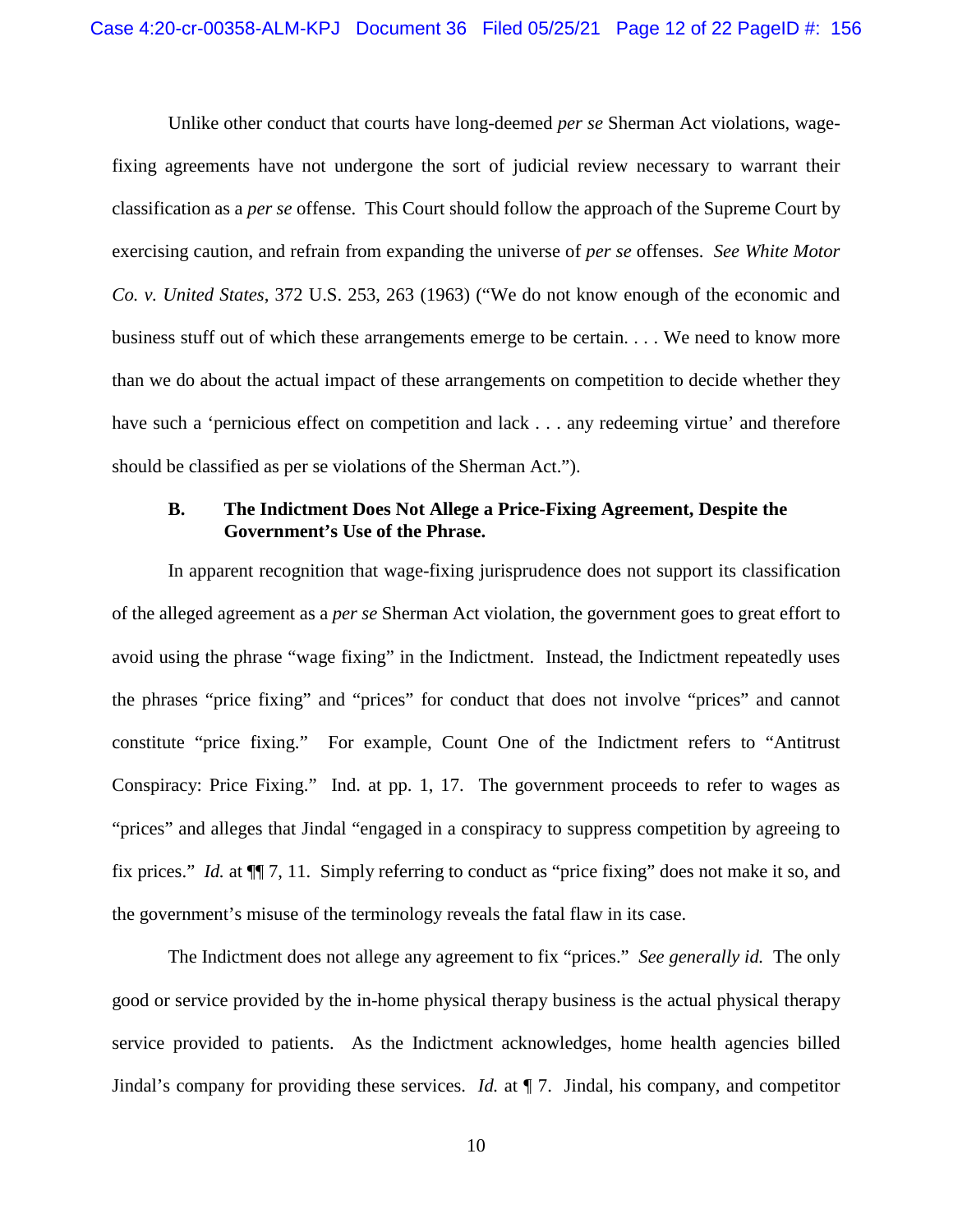Unlike other conduct that courts have long-deemed *per se* Sherman Act violations, wage-fixing agreements have not undergone the sort of judicial review necessary to warrant their classification as a *per se* offense. This Court should follow the approach of the Supreme Court by exercising caution, and refrain from expanding the universe of *per se* offenses. *See White Motor Co. v. United States*, 372 U.S. 253, 263 (1963) ("We do not know enough of the economic and business stuff out of which these arrangements emerge to be certain. . . . We need to know more than we do about the actual impact of these arrangements on competition to decide whether they have such a 'pernicious effect on competition and lack . . . any redeeming virtue' and therefore should be classified as per se violations of the Sherman Act.").

### B. The Indictment Does Not Allege a Price-Fixing Agreement, Despite the Government's Use of the Phrase.

In apparent recognition that wage-fixing jurisprudence does not support its classification of the alleged agreement as a *per se* Sherman Act violation, the government goes to great effort to avoid using the phrase "wage fixing" in the Indictment. Instead, the Indictment repeatedly uses the phrases "price fixing" and "prices" for conduct that does not involve "prices" and cannot constitute "price fixing." For example, Count One of the Indictment refers to "Antitrust Conspiracy: Price Fixing." Ind. at pp. 1, 17. The government proceeds to refer to wages as "prices" and alleges that Jindal "engaged in a conspiracy to suppress competition by agreeing to fix prices." *Id.* at ¶¶ 7, 11. Simply referring to conduct as "price fixing" does not make it so, and the government's misuse of the terminology reveals the fatal flaw in its case.

The Indictment does not allege any agreement to fix "prices." *See generally id.* The only good or service provided by the in-home physical therapy business is the actual physical therapy service provided to patients. As the Indictment acknowledges, home health agencies billed Jindal's company for providing these services. *Id.* at ¶ 7. Jindal, his company, and competitor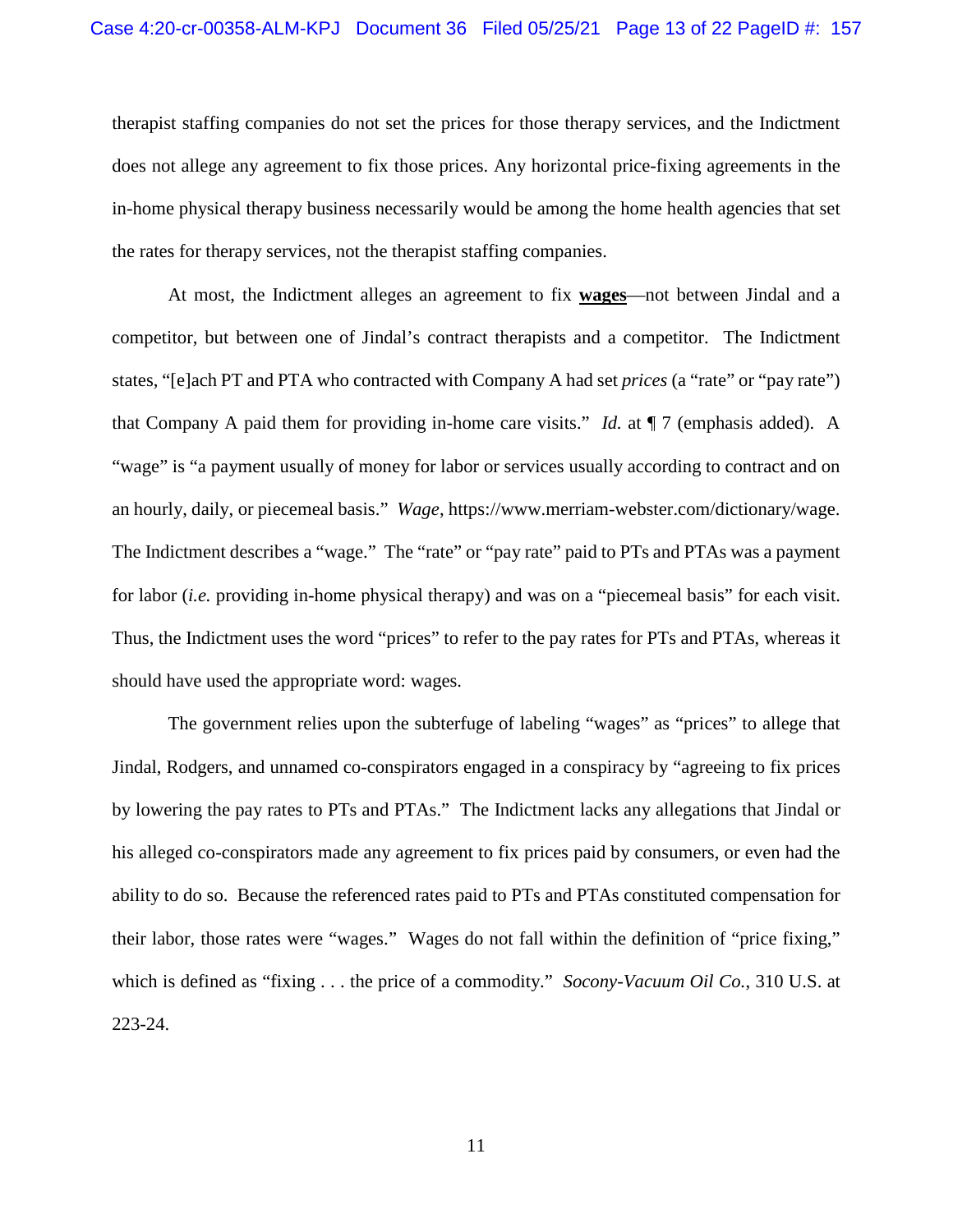therapist staffing companies do not set the prices for those therapy services, and the Indictment does not allege any agreement to fix those prices. Any horizontal price-fixing agreements in the in-home physical therapy business necessarily would be among the home health agencies that set the rates for therapy services, not the therapist staffing companies.

At most, the Indictment alleges an agreement to fix **<u>wages</u>**—not between Jindal and a competitor, but between one of Jindal's contract therapists and a competitor. The Indictment states, "[e]ach PT and PTA who contracted with Company A had set *prices* (a "rate" or "pay rate") that Company A paid them for providing in-home care visits." *Id.* at ¶ 7 (emphasis added). A "wage" is "a payment usually of money for labor or services usually according to contract and on an hourly, daily, or piecemeal basis." *Wage*, https://www.merriam-webster.com/dictionary/wage. The Indictment describes a "wage." The "rate" or "pay rate" paid to PTs and PTAs was a payment for labor (*i.e.* providing in-home physical therapy) and was on a "piecemeal basis" for each visit. Thus, the Indictment uses the word "prices" to refer to the pay rates for PTs and PTAs, whereas it should have used the appropriate word: wages.

The government relies upon the subterfuge of labeling "wages" as "prices" to allege that Jindal, Rodgers, and unnamed co-conspirators engaged in a conspiracy by "agreeing to fix prices by lowering the pay rates to PTs and PTAs." The Indictment lacks any allegations that Jindal or his alleged co-conspirators made any agreement to fix prices paid by consumers, or even had the ability to do so. Because the referenced rates paid to PTs and PTAs constituted compensation for their labor, those rates were "wages." Wages do not fall within the definition of "price fixing," which is defined as "fixing . . . the price of a commodity." *Socony-Vacuum Oil Co.*, 310 U.S. at 223-24.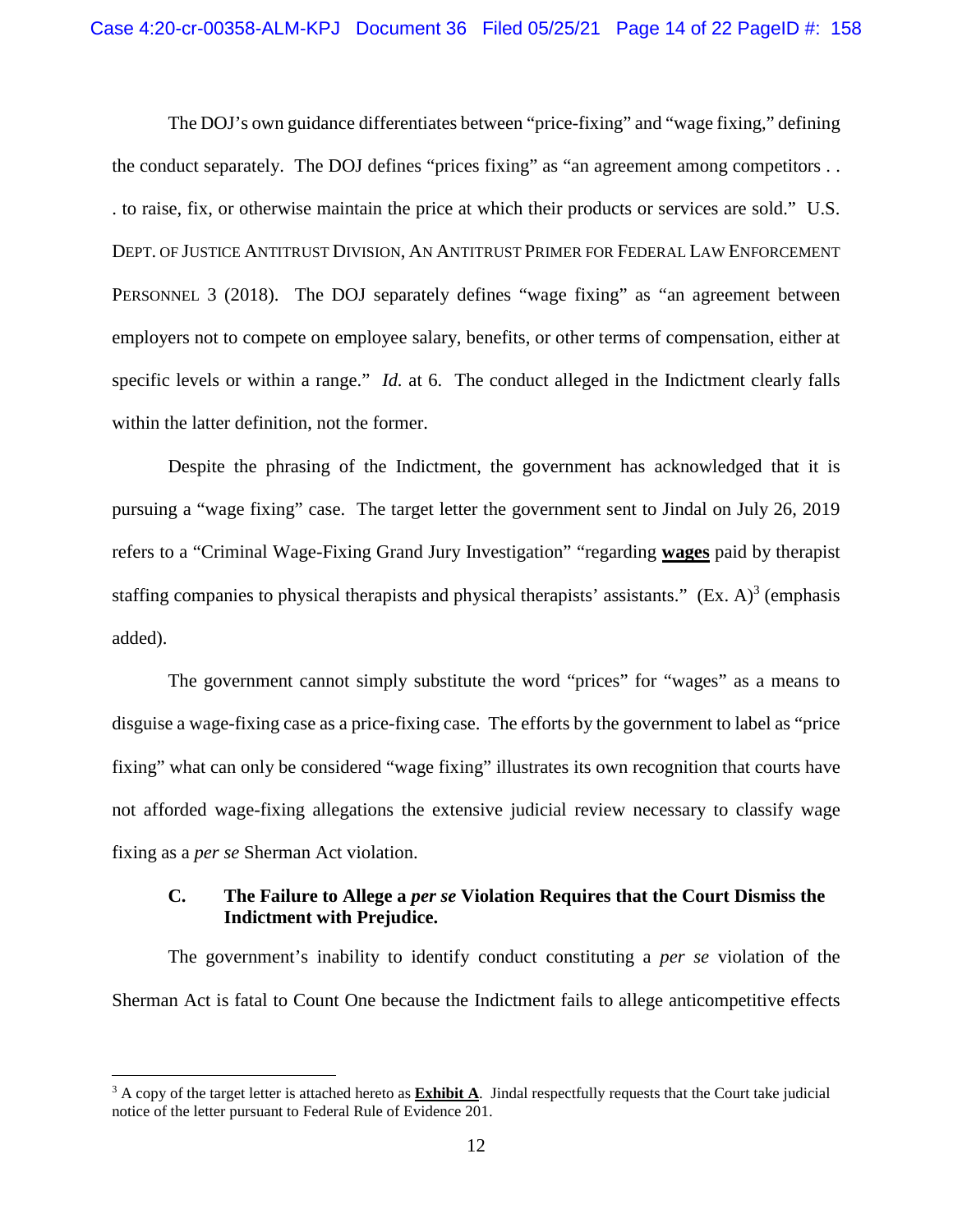The DOJ's own guidance differentiates between "price-fixing" and "wage fixing," defining the conduct separately. The DOJ defines "prices fixing" as "an agreement among competitors . . . to raise, fix, or otherwise maintain the price at which their products or services are sold." U.S. DEPT. OF JUSTICE ANTITRUST DIVISION, AN ANTITRUST PRIMER FOR FEDERAL LAW ENFORCEMENT PERSONNEL 3 (2018). The DOJ separately defines "wage fixing" as "an agreement between employers not to compete on employee salary, benefits, or other terms of compensation, either at specific levels or within a range." *Id.* at 6. The conduct alleged in the Indictment clearly falls within the latter definition, not the former.

Despite the phrasing of the Indictment, the government has acknowledged that it is pursuing a "wage fixing" case. The target letter the government sent to Jindal on July 26, 2019 refers to a "Criminal Wage-Fixing Grand Jury Investigation" "regarding **wages** paid by therapist staffing companies to physical therapists and physical therapists' assistants." (Ex. A)[3] (emphasis added).

The government cannot simply substitute the word "prices" for "wages" as a means to disguise a wage-fixing case as a price-fixing case. The efforts by the government to label as "price fixing" what can only be considered "wage fixing" illustrates its own recognition that courts have not afforded wage-fixing allegations the extensive judicial review necessary to classify wage fixing as a *per se* Sherman Act violation.

### C. The Failure to Allege a *per se* Violation Requires that the Court Dismiss the Indictment with Prejudice.

The government's inability to identify conduct constituting a *per se* violation of the Sherman Act is fatal to Count One because the Indictment fails to allege anticompetitive effects

---

[3] A copy of the target letter is attached hereto as **Exhibit A**. Jindal respectfully requests that the Court take judicial notice of the letter pursuant to Federal Rule of Evidence 201.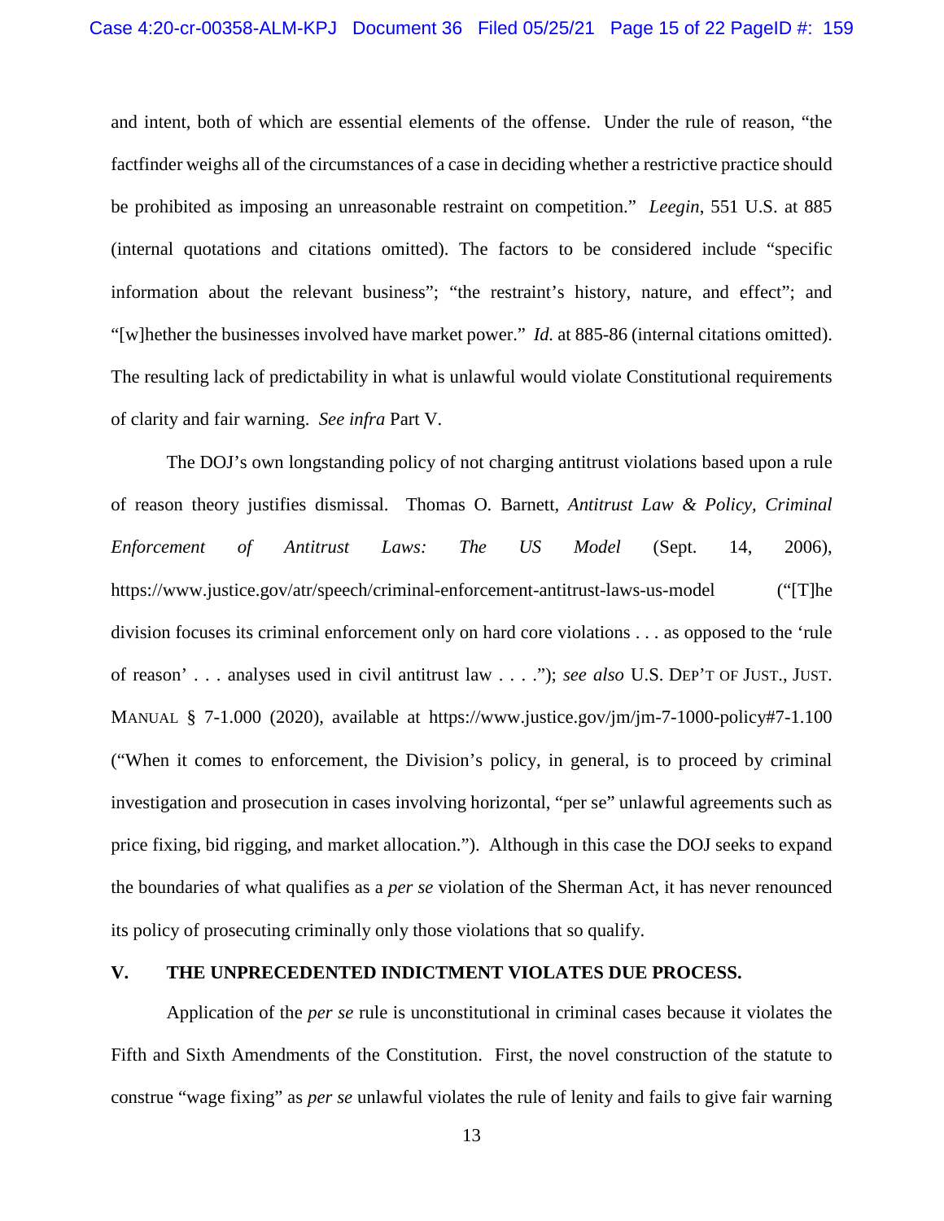and intent, both of which are essential elements of the offense. Under the rule of reason, "the factfinder weighs all of the circumstances of a case in deciding whether a restrictive practice should be prohibited as imposing an unreasonable restraint on competition." *Leegin*, 551 U.S. at 885 (internal quotations and citations omitted). The factors to be considered include "specific information about the relevant business"; "the restraint's history, nature, and effect"; and "[w]hether the businesses involved have market power." *Id.* at 885-86 (internal citations omitted). The resulting lack of predictability in what is unlawful would violate Constitutional requirements of clarity and fair warning. *See infra* Part V.

The DOJ's own longstanding policy of not charging antitrust violations based upon a rule of reason theory justifies dismissal. Thomas O. Barnett, *Antitrust Law & Policy, Criminal Enforcement of Antitrust Laws: The US Model* (Sept. 14, 2006), https://www.justice.gov/atr/speech/criminal-enforcement-antitrust-laws-us-model ("[T]he division focuses its criminal enforcement only on hard core violations . . . as opposed to the 'rule of reason' . . . analyses used in civil antitrust law . . . ."); *see also* U.S. DEP'T OF JUST., JUST. MANUAL § 7-1.000 (2020), available at https://www.justice.gov/jm/jm-7-1000-policy#7-1.100 ("When it comes to enforcement, the Division's policy, in general, is to proceed by criminal investigation and prosecution in cases involving horizontal, "per se" unlawful agreements such as price fixing, bid rigging, and market allocation."). Although in this case the DOJ seeks to expand the boundaries of what qualifies as a *per se* violation of the Sherman Act, it has never renounced its policy of prosecuting criminally only those violations that so qualify.

## V. THE UNPRECEDENTED INDICTMENT VIOLATES DUE PROCESS.

Application of the *per se* rule is unconstitutional in criminal cases because it violates the Fifth and Sixth Amendments of the Constitution. First, the novel construction of the statute to construe "wage fixing" as *per se* unlawful violates the rule of lenity and fails to give fair warning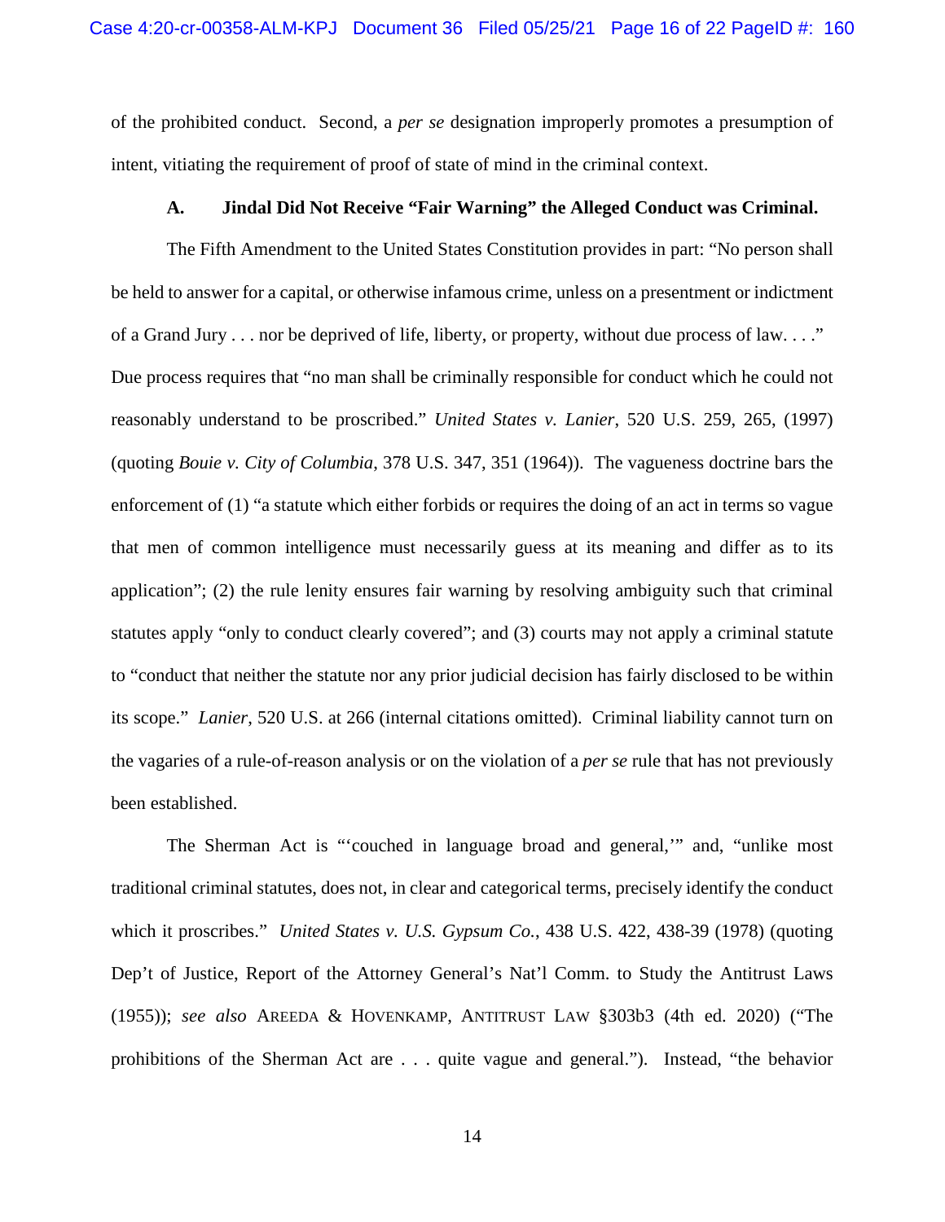of the prohibited conduct. Second, a *per se* designation improperly promotes a presumption of intent, vitiating the requirement of proof of state of mind in the criminal context.

### A. Jindal Did Not Receive "Fair Warning" the Alleged Conduct was Criminal.

The Fifth Amendment to the United States Constitution provides in part: "No person shall be held to answer for a capital, or otherwise infamous crime, unless on a presentment or indictment of a Grand Jury . . . nor be deprived of life, liberty, or property, without due process of law. . . ." Due process requires that "no man shall be criminally responsible for conduct which he could not reasonably understand to be proscribed." *United States v. Lanier*, 520 U.S. 259, 265, (1997) (quoting *Bouie v. City of Columbia*, 378 U.S. 347, 351 (1964)). The vagueness doctrine bars the enforcement of (1) "a statute which either forbids or requires the doing of an act in terms so vague that men of common intelligence must necessarily guess at its meaning and differ as to its application"; (2) the rule lenity ensures fair warning by resolving ambiguity such that criminal statutes apply "only to conduct clearly covered"; and (3) courts may not apply a criminal statute to "conduct that neither the statute nor any prior judicial decision has fairly disclosed to be within its scope." *Lanier*, 520 U.S. at 266 (internal citations omitted). Criminal liability cannot turn on the vagaries of a rule-of-reason analysis or on the violation of a *per se* rule that has not previously been established.

The Sherman Act is "'couched in language broad and general,'" and, "unlike most traditional criminal statutes, does not, in clear and categorical terms, precisely identify the conduct which it proscribes." *United States v. U.S. Gypsum Co.*, 438 U.S. 422, 438-39 (1978) (quoting Dep't of Justice, Report of the Attorney General's Nat'l Comm. to Study the Antitrust Laws (1955)); *see also* AREEDA & HOVENKAMP, ANTITRUST LAW §303b3 (4th ed. 2020) ("The prohibitions of the Sherman Act are . . . quite vague and general."). Instead, "the behavior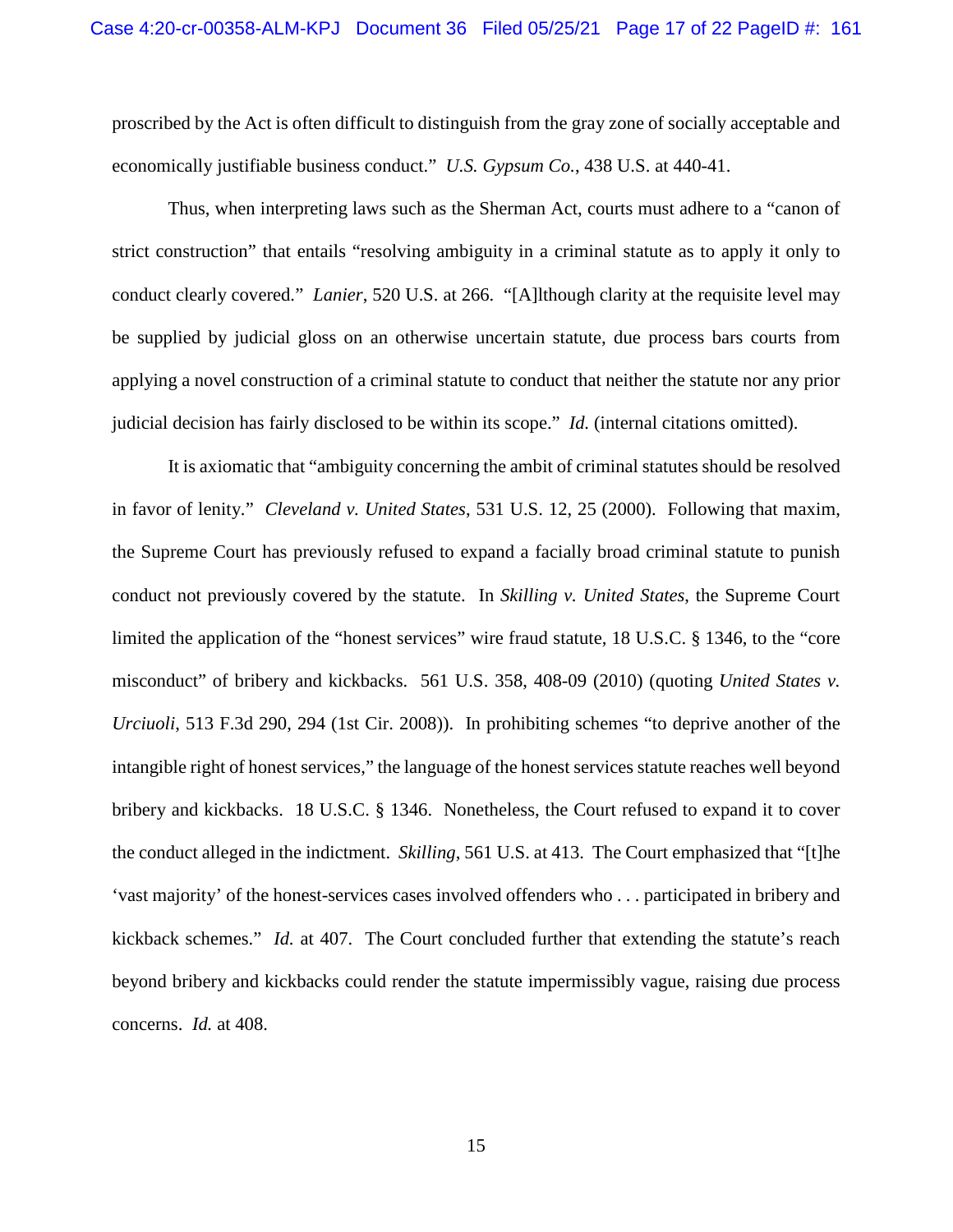proscribed by the Act is often difficult to distinguish from the gray zone of socially acceptable and economically justifiable business conduct." *U.S. Gypsum Co.*, 438 U.S. at 440-41.

Thus, when interpreting laws such as the Sherman Act, courts must adhere to a "canon of strict construction" that entails "resolving ambiguity in a criminal statute as to apply it only to conduct clearly covered." *Lanier*, 520 U.S. at 266. "[A]lthough clarity at the requisite level may be supplied by judicial gloss on an otherwise uncertain statute, due process bars courts from applying a novel construction of a criminal statute to conduct that neither the statute nor any prior judicial decision has fairly disclosed to be within its scope." *Id.* (internal citations omitted).

It is axiomatic that "ambiguity concerning the ambit of criminal statutes should be resolved in favor of lenity." *Cleveland v. United States*, 531 U.S. 12, 25 (2000). Following that maxim, the Supreme Court has previously refused to expand a facially broad criminal statute to punish conduct not previously covered by the statute. In *Skilling v. United States*, the Supreme Court limited the application of the "honest services" wire fraud statute, 18 U.S.C. § 1346, to the "core misconduct" of bribery and kickbacks. 561 U.S. 358, 408-09 (2010) (quoting *United States v. Urciuoli*, 513 F.3d 290, 294 (1st Cir. 2008)). In prohibiting schemes "to deprive another of the intangible right of honest services," the language of the honest services statute reaches well beyond bribery and kickbacks. 18 U.S.C. § 1346. Nonetheless, the Court refused to expand it to cover the conduct alleged in the indictment. *Skilling*, 561 U.S. at 413. The Court emphasized that "[t]he 'vast majority' of the honest-services cases involved offenders who . . . participated in bribery and kickback schemes." *Id.* at 407. The Court concluded further that extending the statute's reach beyond bribery and kickbacks could render the statute impermissibly vague, raising due process concerns. *Id.* at 408.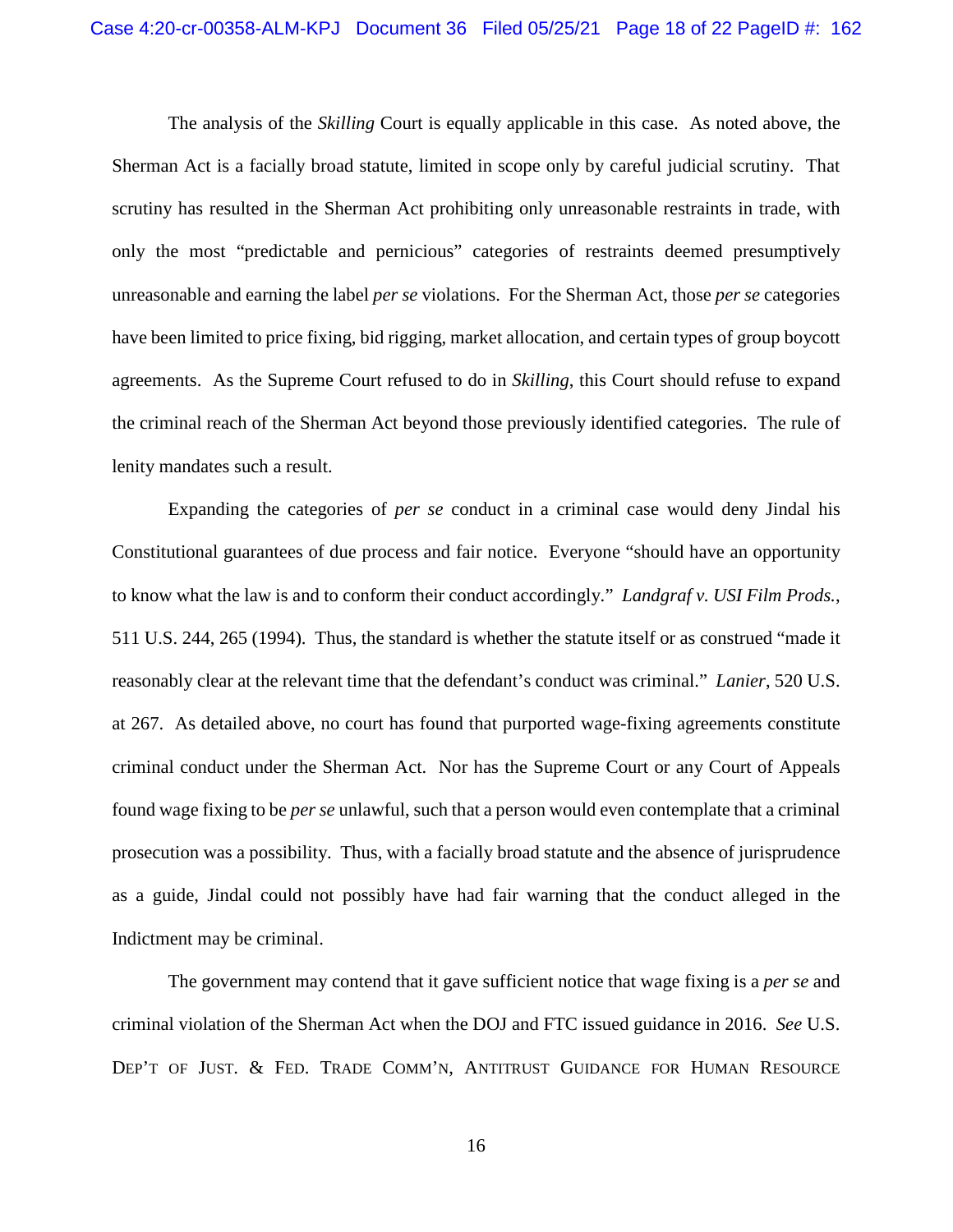The analysis of the *Skilling* Court is equally applicable in this case. As noted above, the Sherman Act is a facially broad statute, limited in scope only by careful judicial scrutiny. That scrutiny has resulted in the Sherman Act prohibiting only unreasonable restraints in trade, with only the most "predictable and pernicious" categories of restraints deemed presumptively unreasonable and earning the label *per se* violations. For the Sherman Act, those *per se* categories have been limited to price fixing, bid rigging, market allocation, and certain types of group boycott agreements. As the Supreme Court refused to do in *Skilling*, this Court should refuse to expand the criminal reach of the Sherman Act beyond those previously identified categories. The rule of lenity mandates such a result.

Expanding the categories of *per se* conduct in a criminal case would deny Jindal his Constitutional guarantees of due process and fair notice. Everyone "should have an opportunity to know what the law is and to conform their conduct accordingly." *Landgraf v. USI Film Prods.*, 511 U.S. 244, 265 (1994). Thus, the standard is whether the statute itself or as construed "made it reasonably clear at the relevant time that the defendant's conduct was criminal." *Lanier*, 520 U.S. at 267. As detailed above, no court has found that purported wage-fixing agreements constitute criminal conduct under the Sherman Act. Nor has the Supreme Court or any Court of Appeals found wage fixing to be *per se* unlawful, such that a person would even contemplate that a criminal prosecution was a possibility. Thus, with a facially broad statute and the absence of jurisprudence as a guide, Jindal could not possibly have had fair warning that the conduct alleged in the Indictment may be criminal.

The government may contend that it gave sufficient notice that wage fixing is a *per se* and criminal violation of the Sherman Act when the DOJ and FTC issued guidance in 2016. *See* U.S. DEP'T OF JUST. & FED. TRADE COMM'N, ANTITRUST GUIDANCE FOR HUMAN RESOURCE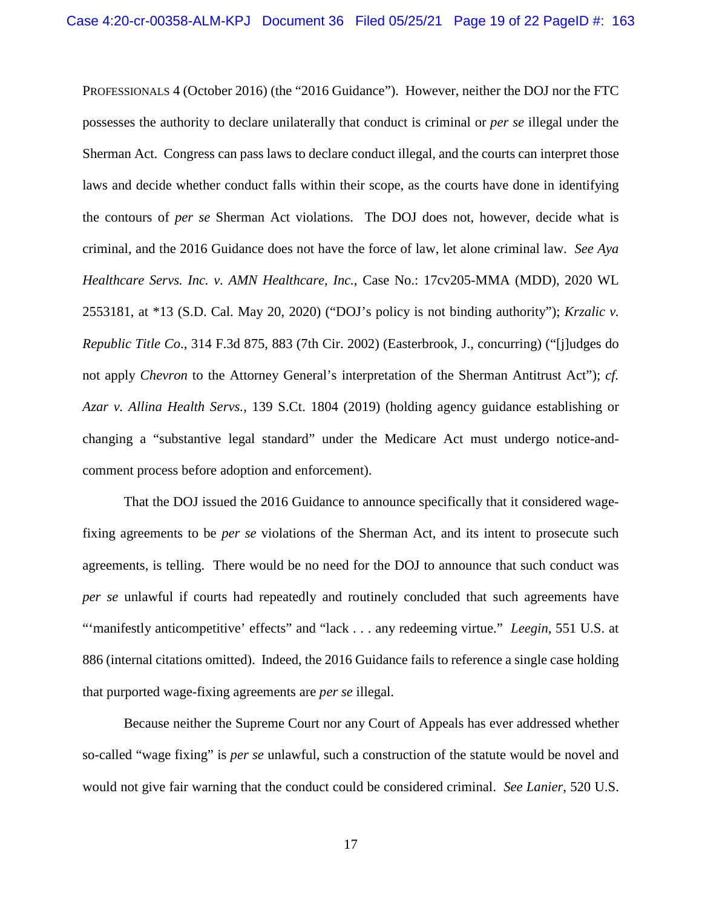PROFESSIONALS 4 (October 2016) (the "2016 Guidance"). However, neither the DOJ nor the FTC possesses the authority to declare unilaterally that conduct is criminal or *per se* illegal under the Sherman Act. Congress can pass laws to declare conduct illegal, and the courts can interpret those laws and decide whether conduct falls within their scope, as the courts have done in identifying the contours of *per se* Sherman Act violations. The DOJ does not, however, decide what is criminal, and the 2016 Guidance does not have the force of law, let alone criminal law. *See Aya Healthcare Servs. Inc. v. AMN Healthcare, Inc.*, Case No.: 17cv205-MMA (MDD), 2020 WL 2553181, at *13 (S.D. Cal. May 20, 2020) ("DOJ's policy is not binding authority"); *Krzalic v. Republic Title Co*., 314 F.3d 875, 883 (7th Cir. 2002) (Easterbrook, J., concurring) ("[j]udges do not apply *Chevron* to the Attorney General's interpretation of the Sherman Antitrust Act"); *cf. Azar v. Allina Health Servs.*, 139 S.Ct. 1804 (2019) (holding agency guidance establishing or changing a "substantive legal standard" under the Medicare Act must undergo notice-and-comment process before adoption and enforcement).

That the DOJ issued the 2016 Guidance to announce specifically that it considered wage-fixing agreements to be *per se* violations of the Sherman Act, and its intent to prosecute such agreements, is telling. There would be no need for the DOJ to announce that such conduct was *per se* unlawful if courts had repeatedly and routinely concluded that such agreements have "'manifestly anticompetitive' effects" and "lack . . . any redeeming virtue." *Leegin*, 551 U.S. at 886 (internal citations omitted). Indeed, the 2016 Guidance fails to reference a single case holding that purported wage-fixing agreements are *per se* illegal.

Because neither the Supreme Court nor any Court of Appeals has ever addressed whether so-called "wage fixing" is *per se* unlawful, such a construction of the statute would be novel and would not give fair warning that the conduct could be considered criminal. *See Lanier*, 520 U.S.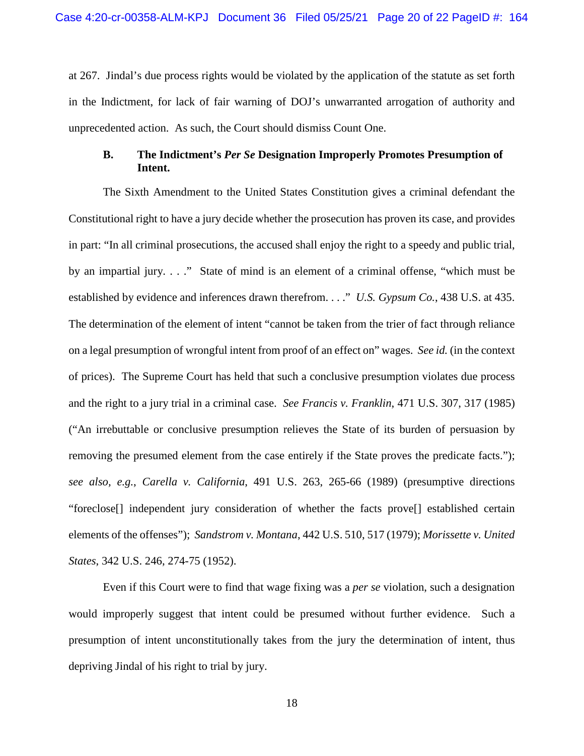at 267. Jindal's due process rights would be violated by the application of the statute as set forth in the Indictment, for lack of fair warning of DOJ's unwarranted arrogation of authority and unprecedented action. As such, the Court should dismiss Count One.

### B. The Indictment's *Per Se* Designation Improperly Promotes Presumption of Intent.

The Sixth Amendment to the United States Constitution gives a criminal defendant the Constitutional right to have a jury decide whether the prosecution has proven its case, and provides in part: "In all criminal prosecutions, the accused shall enjoy the right to a speedy and public trial, by an impartial jury. . . ." State of mind is an element of a criminal offense, "which must be established by evidence and inferences drawn therefrom. . . ." *U.S. Gypsum Co.*, 438 U.S. at 435. The determination of the element of intent "cannot be taken from the trier of fact through reliance on a legal presumption of wrongful intent from proof of an effect on" wages. *See id.* (in the context of prices). The Supreme Court has held that such a conclusive presumption violates due process and the right to a jury trial in a criminal case. *See Francis v. Franklin*, 471 U.S. 307, 317 (1985) ("An irrebuttable or conclusive presumption relieves the State of its burden of persuasion by removing the presumed element from the case entirely if the State proves the predicate facts."); *see also, e.g.*, *Carella v. California*, 491 U.S. 263, 265-66 (1989) (presumptive directions "foreclose[] independent jury consideration of whether the facts prove[] established certain elements of the offenses"); *Sandstrom v. Montana*, 442 U.S. 510, 517 (1979); *Morissette v. United States*, 342 U.S. 246, 274-75 (1952).

Even if this Court were to find that wage fixing was a *per se* violation, such a designation would improperly suggest that intent could be presumed without further evidence. Such a presumption of intent unconstitutionally takes from the jury the determination of intent, thus depriving Jindal of his right to trial by jury.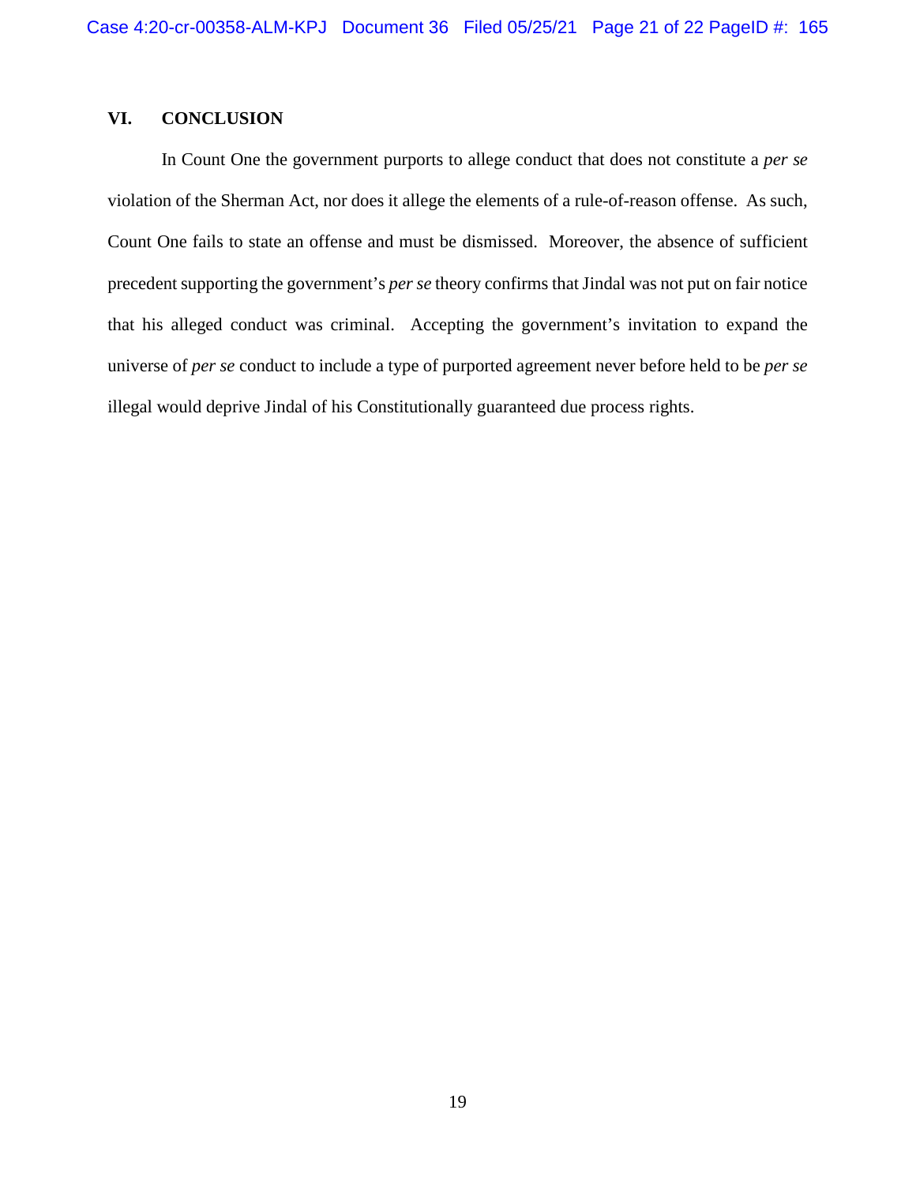## VI. CONCLUSION

In Count One the government purports to allege conduct that does not constitute a *per se* violation of the Sherman Act, nor does it allege the elements of a rule-of-reason offense. As such, Count One fails to state an offense and must be dismissed. Moreover, the absence of sufficient precedent supporting the government's *per se* theory confirms that Jindal was not put on fair notice that his alleged conduct was criminal. Accepting the government's invitation to expand the universe of *per se* conduct to include a type of purported agreement never before held to be *per se* illegal would deprive Jindal of his Constitutionally guaranteed due process rights.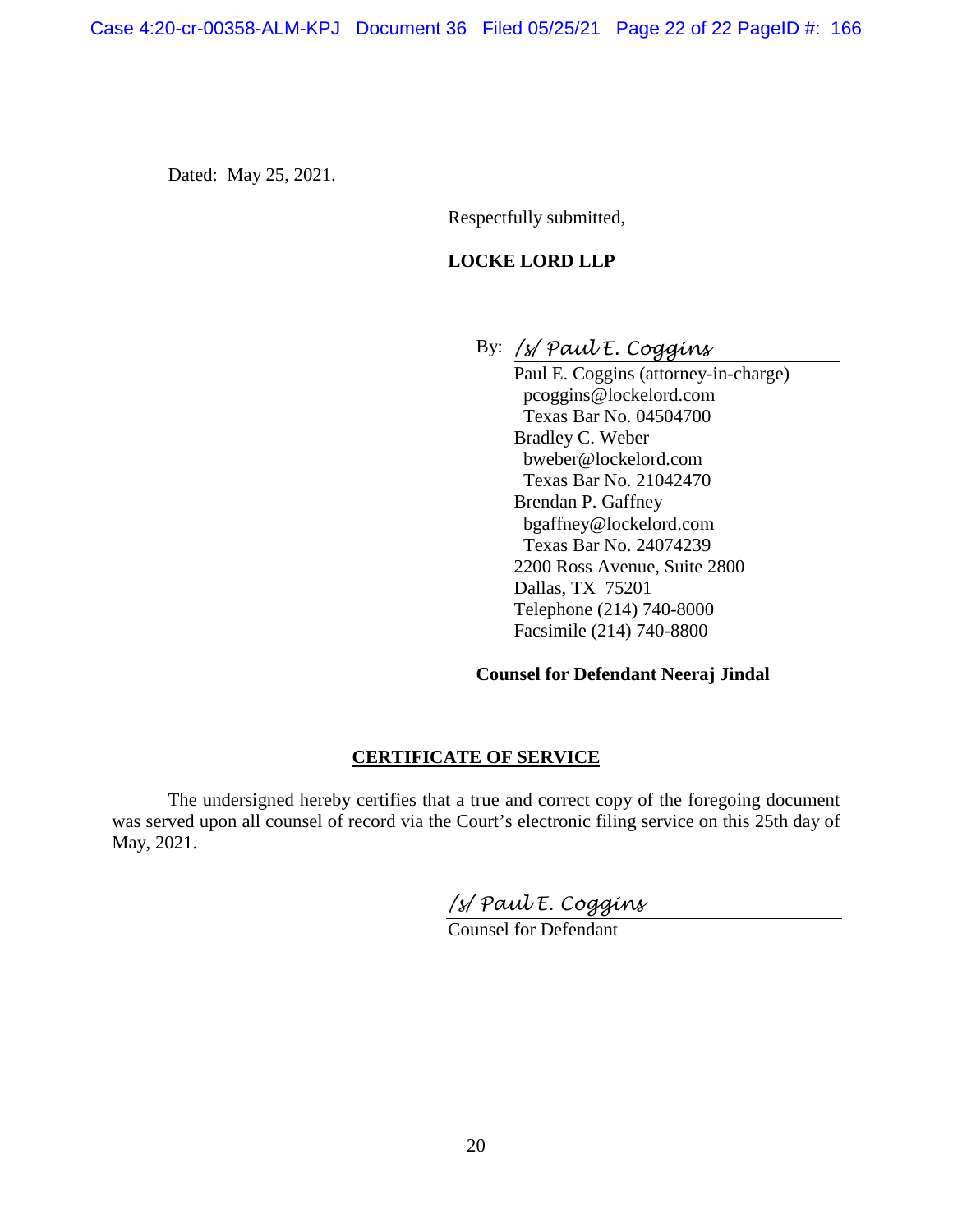Dated: May 25, 2021.

Respectfully submitted,

**LOCKE LORD LLP**

By: */s/ Paul E. Coggins*

Paul E. Coggins (attorney-in-charge)
pcoggins@lockelord.com
Texas Bar No. 04504700
Bradley C. Weber
bweber@lockelord.com
Texas Bar No. 21042470
Brendan P. Gaffney
bgaffney@lockelord.com
Texas Bar No. 24074239
2200 Ross Avenue, Suite 2800
Dallas, TX 75201
Telephone (214) 740-8000
Facsimile (214) 740-8800

**Counsel for Defendant Neeraj Jindal**

## CERTIFICATE OF SERVICE

The undersigned hereby certifies that a true and correct copy of the foregoing document was served upon all counsel of record via the Court's electronic filing service on this 25th day of May, 2021.

*/s/ Paul E. Coggins*

Counsel for Defendant